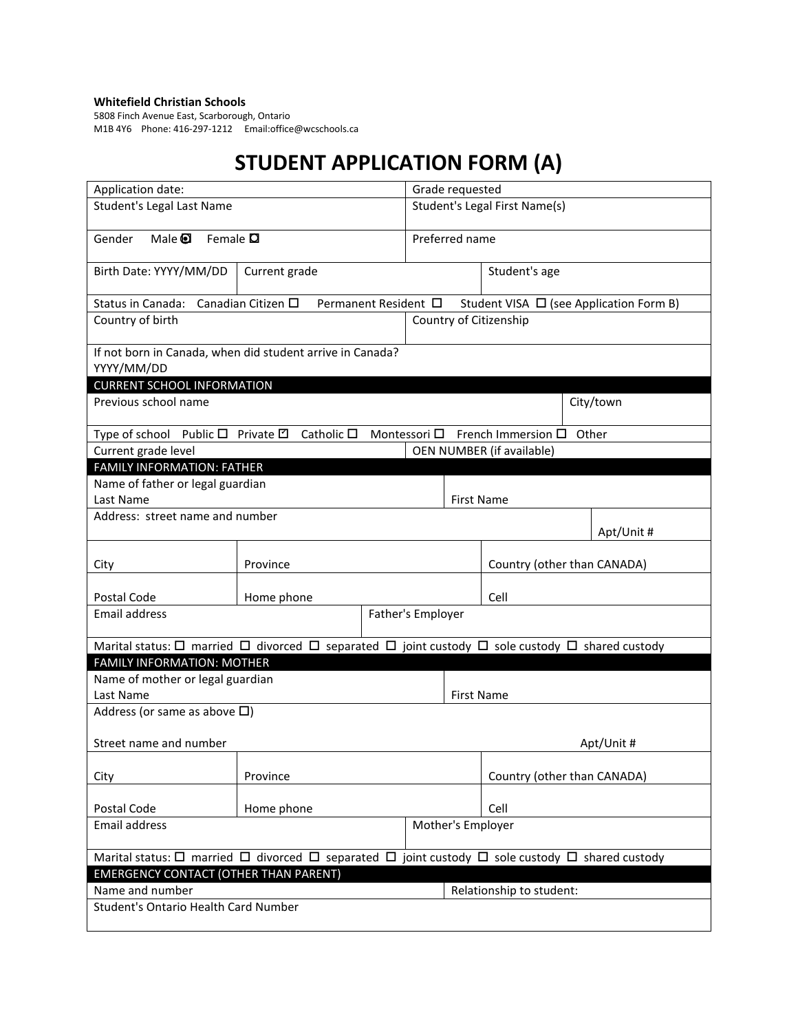**Whitefield Christian Schools**
5808 Finch Avenue East, Scarborough, Ontario
M1B 4Y6 Phone: 416-297-1212 Email:office@wcschools.ca

# STUDENT APPLICATION FORM (A)

| | | | |
|---|---|---|---|
| Application date: | | Grade requested | |
| Student's Legal Last Name | | Student's Legal First Name(s) | |
| Gender Male ◘ Female ◘ | | Preferred name | |
| Birth Date: YYYY/MM/DD | Current grade | | Student's age |
| Status in Canada: Canadian Citizen ☐ Permanent Resident ☐ Student VISA ☐ (see Application Form B) | | | |
| Country of birth | | Country of Citizenship | |
| If not born in Canada, when did student arrive in Canada? YYYY/MM/DD | | | |
| **CURRENT SCHOOL INFORMATION** | | | |
| Previous school name | | | City/town |
| Type of school Public ☐ Private ☑ Catholic ☐ Montessori ☐ French Immersion ☐ Other | | | |
| Current grade level | | OEN NUMBER (if available) | |
| **FAMILY INFORMATION: FATHER** | | | |
| Name of father or legal guardian Last Name | | First Name | |
| Address: street name and number | | | Apt/Unit # |
| City | Province | | Country (other than CANADA) |
| Postal Code | Home phone | | Cell |
| Email address | | Father's Employer | |
| Marital status: ☐ married ☐ divorced ☐ separated ☐ joint custody ☐ sole custody ☐ shared custody | | | |
| **FAMILY INFORMATION: MOTHER** | | | |
| Name of mother or legal guardian Last Name | | First Name | |
| Address (or same as above ☐) Street name and number | | | Apt/Unit # |
| City | Province | | Country (other than CANADA) |
| Postal Code | Home phone | | Cell |
| Email address | | Mother's Employer | |
| Marital status: ☐ married ☐ divorced ☐ separated ☐ joint custody ☐ sole custody ☐ shared custody | | | |
| **EMERGENCY CONTACT (OTHER THAN PARENT)** | | | |
| Name and number | | Relationship to student: | |
| Student's Ontario Health Card Number | | | |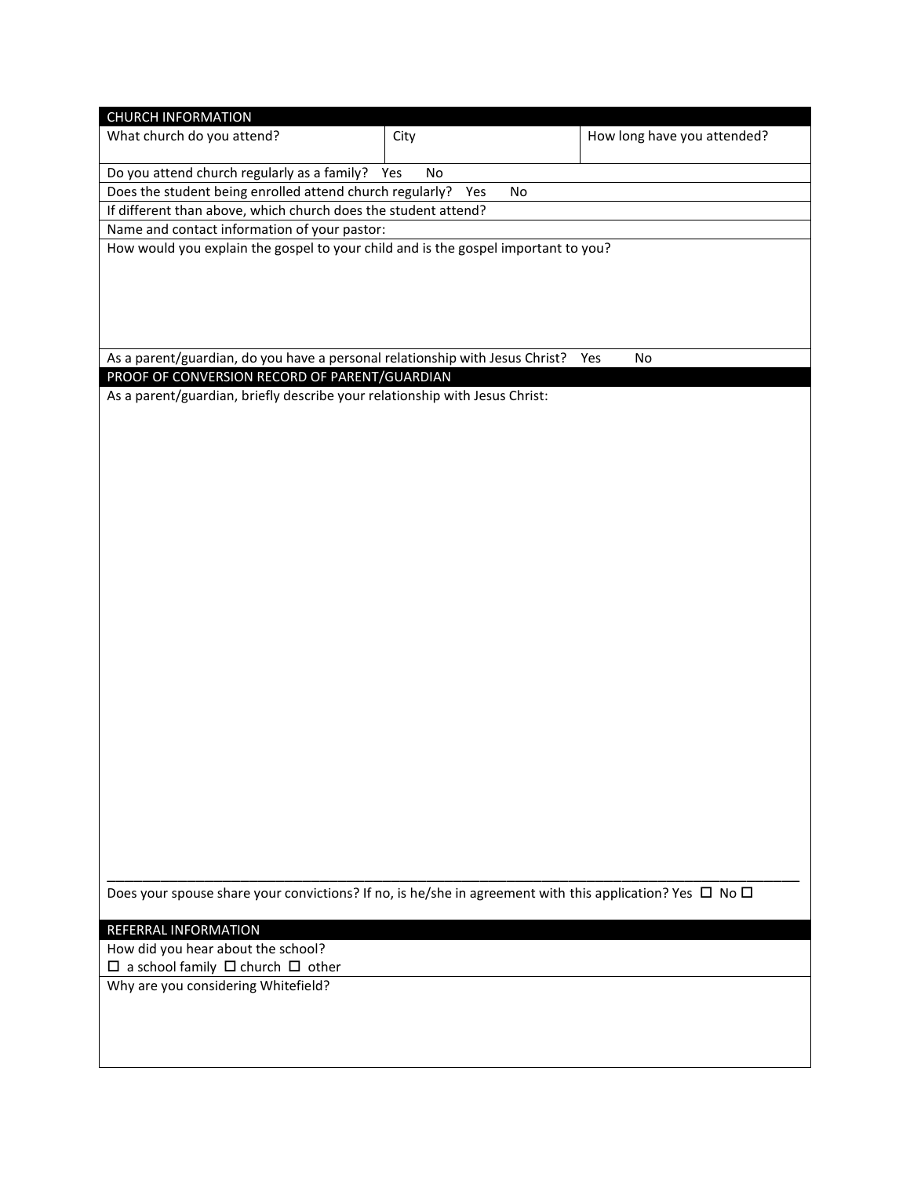## CHURCH INFORMATION

| What church do you attend? | City | How long have you attended? |
| --- | --- | --- |

Do you attend church regularly as a family? Yes No

Does the student being enrolled attend church regularly? Yes No

If different than above, which church does the student attend?

Name and contact information of your pastor:

How would you explain the gospel to your child and is the gospel important to you?

As a parent/guardian, do you have a personal relationship with Jesus Christ? Yes No

## PROOF OF CONVERSION RECORD OF PARENT/GUARDIAN

As a parent/guardian, briefly describe your relationship with Jesus Christ:

______________________________________________________________________________________

Does your spouse share your convictions? If no, is he/she in agreement with this application? Yes ☐ No ☐

## REFERRAL INFORMATION

How did you hear about the school?

☐ a school family ☐ church ☐ other

Why are you considering Whitefield?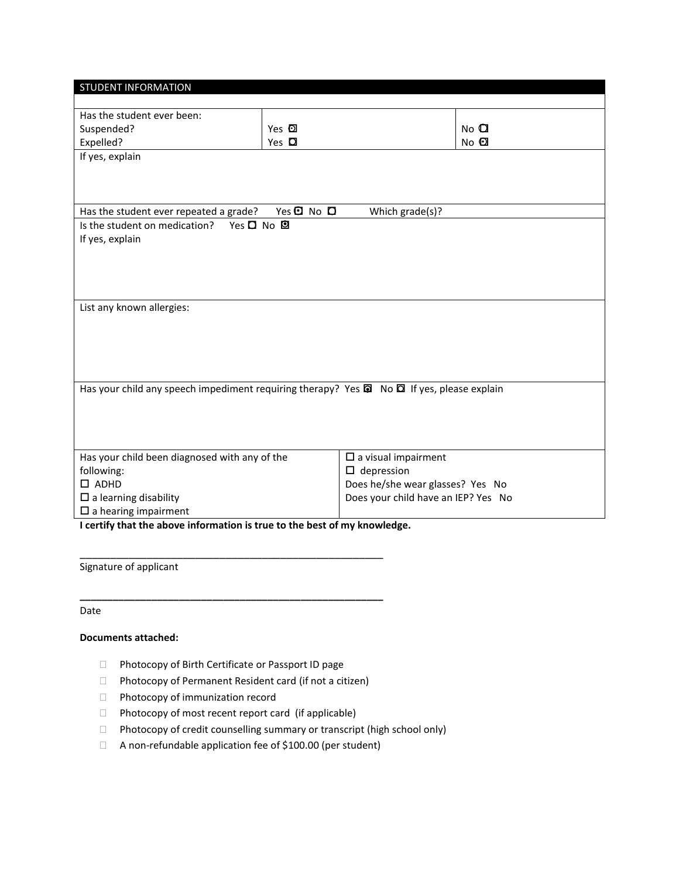## STUDENT INFORMATION

| | | |
|---|---|---|
| Has the student ever been:<br>Suspended?<br>Expelled? | <br>Yes ☐<br>Yes ☐ | <br>No ☐<br>No ☐ |

If yes, explain

Has the student ever repeated a grade? Yes ☐ No ☐ Which grade(s)?

Is the student on medication? Yes ☐ No ☐

If yes, explain

List any known allergies:

Has your child any speech impediment requiring therapy? Yes ☐ No ☐ If yes, please explain

| | |
|---|---|
| Has your child been diagnosed with any of the following:<br>☐ ADHD<br>☐ a learning disability<br>☐ a hearing impairment | ☐ a visual impairment<br>☐ depression<br>Does he/she wear glasses? Yes No<br>Does your child have an IEP? Yes No |

**I certify that the above information is true to the best of my knowledge.**

\_\_\_\_\_\_\_\_\_\_\_\_\_\_\_\_\_\_\_\_\_\_\_\_\_\_\_\_\_\_\_\_\_\_\_\_\_\_\_\_\_\_\_\_\_\_\_\_\_\_\_\_

Signature of applicant

\_\_\_\_\_\_\_\_\_\_\_\_\_\_\_\_\_\_\_\_\_\_\_\_\_\_\_\_\_\_\_\_\_\_\_\_\_\_\_\_\_\_\_\_\_\_\_\_\_\_\_\_

Date

**Documents attached:**

- ☐ Photocopy of Birth Certificate or Passport ID page
- ☐ Photocopy of Permanent Resident card (if not a citizen)
- ☐ Photocopy of immunization record
- ☐ Photocopy of most recent report card (if applicable)
- ☐ Photocopy of credit counselling summary or transcript (high school only)
- ☐ A non-refundable application fee of $100.00 (per student)